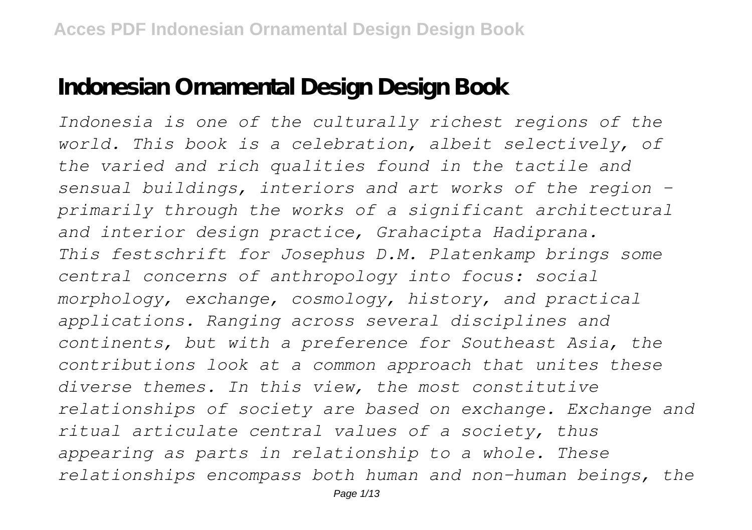# Indonesian Ornamental Design Design Book

*Indonesia is one of the culturally richest regions of the world. This book is a celebration, albeit selectively, of the varied and rich qualities found in the tactile and sensual buildings, interiors and art works of the region - primarily through the works of a significant architectural and interior design practice, Grahacipta Hadiprana.*

*This festschrift for Josephus D.M. Platenkamp brings some central concerns of anthropology into focus: social morphology, exchange, cosmology, history, and practical applications. Ranging across several disciplines and continents, but with a preference for Southeast Asia, the contributions look at a common approach that unites these diverse themes. In this view, the most constitutive relationships of society are based on exchange. Exchange and ritual articulate central values of a society, thus appearing as parts in relationship to a whole. These relationships encompass both human and non-human beings, the*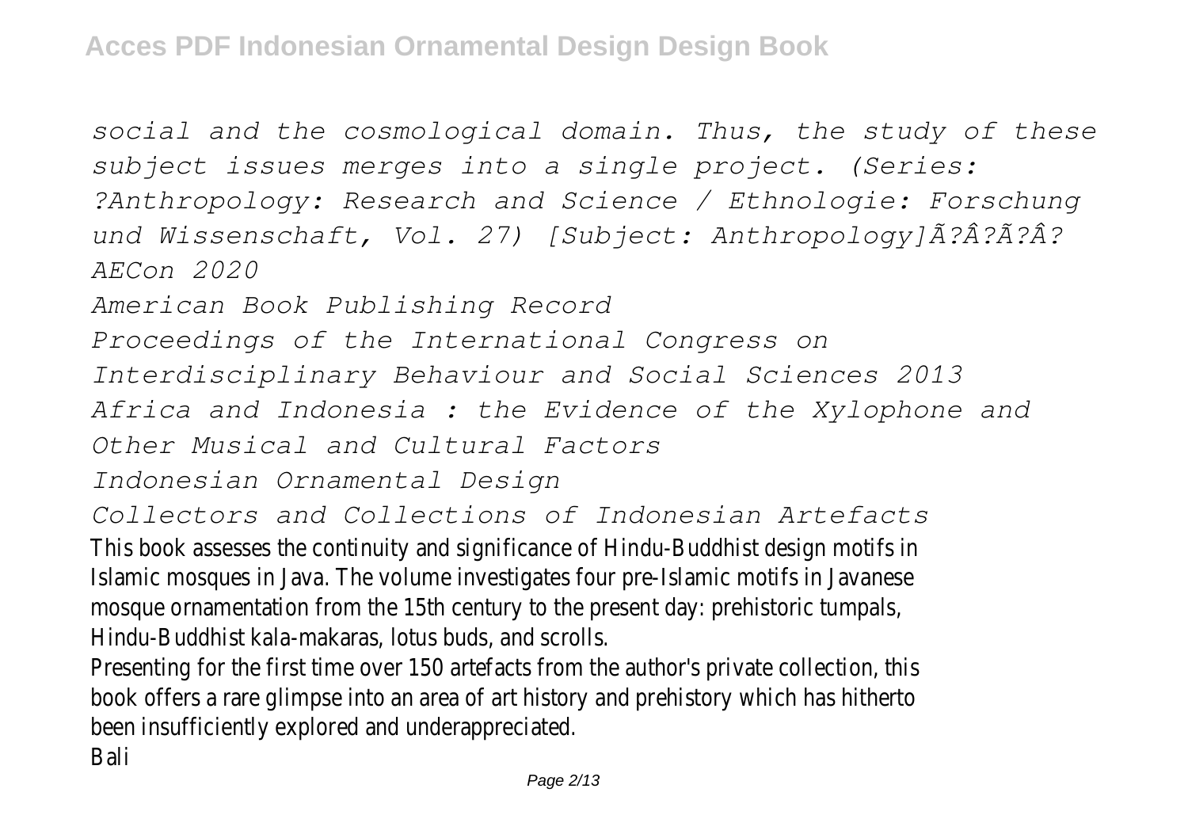*social and the cosmological domain. Thus, the study of these subject issues merges into a single project. (Series: ?Anthropology: Research and Science / Ethnologie: Forschung und Wissenschaft, Vol. 27) [Subject: Anthropology]Ã?Â?Ã?Â?*

*AECon 2020*

*American Book Publishing Record*

*Proceedings of the International Congress on Interdisciplinary Behaviour and Social Sciences 2013*

*Africa and Indonesia : the Evidence of the Xylophone and Other Musical and Cultural Factors*

*Indonesian Ornamental Design*

*Collectors and Collections of Indonesian Artefacts*

This book assesses the continuity and significance of Hindu-Buddhist design motifs in Islamic mosques in Java. The volume investigates four pre-Islamic motifs in Javanese mosque ornamentation from the 15th century to the present day: prehistoric tumpals, Hindu-Buddhist kala-makaras, lotus buds, and scrolls.

Presenting for the first time over 150 artefacts from the author's private collection, this book offers a rare glimpse into an area of art history and prehistory which has hitherto been insufficiently explored and underappreciated.

Bali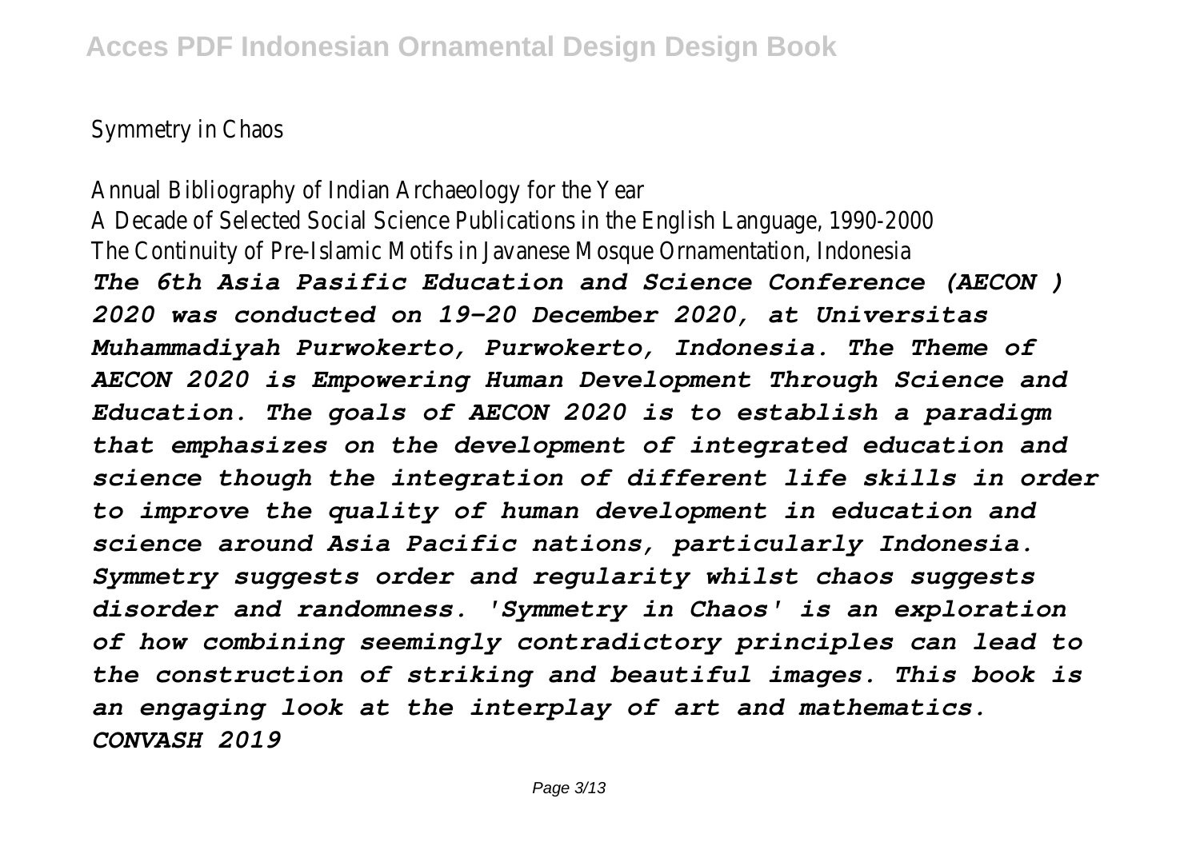Symmetry in Chaos

Annual Bibliography of Indian Archaeology for the Year

A Decade of Selected Social Science Publications in the English Language, 1990-2000

The Continuity of Pre-Islamic Motifs in Javanese Mosque Ornamentation, Indonesia

***The 6th Asia Pasific Education and Science Conference (AECON ) 2020 was conducted on 19-20 December 2020, at Universitas Muhammadiyah Purwokerto, Purwokerto, Indonesia. The Theme of AECON 2020 is Empowering Human Development Through Science and Education. The goals of AECON 2020 is to establish a paradigm that emphasizes on the development of integrated education and science though the integration of different life skills in order to improve the quality of human development in education and science around Asia Pacific nations, particularly Indonesia.***

***Symmetry suggests order and regularity whilst chaos suggests disorder and randomness. 'Symmetry in Chaos' is an exploration of how combining seemingly contradictory principles can lead to the construction of striking and beautiful images. This book is an engaging look at the interplay of art and mathematics.***

***CONVASH 2019***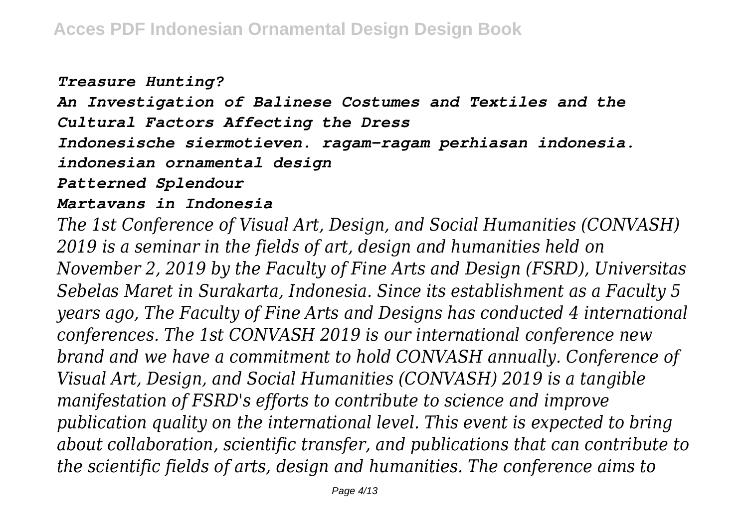*Treasure Hunting?*

*An Investigation of Balinese Costumes and Textiles and the Cultural Factors Affecting the Dress*

*Indonesische siermotieven. ragam-ragam perhiasan indonesia. indonesian ornamental design*

*Patterned Splendour*

*Martavans in Indonesia*

*The 1st Conference of Visual Art, Design, and Social Humanities (CONVASH) 2019 is a seminar in the fields of art, design and humanities held on November 2, 2019 by the Faculty of Fine Arts and Design (FSRD), Universitas Sebelas Maret in Surakarta, Indonesia. Since its establishment as a Faculty 5 years ago, The Faculty of Fine Arts and Designs has conducted 4 international conferences. The 1st CONVASH 2019 is our international conference new brand and we have a commitment to hold CONVASH annually. Conference of Visual Art, Design, and Social Humanities (CONVASH) 2019 is a tangible manifestation of FSRD's efforts to contribute to science and improve publication quality on the international level. This event is expected to bring about collaboration, scientific transfer, and publications that can contribute to the scientific fields of arts, design and humanities. The conference aims to*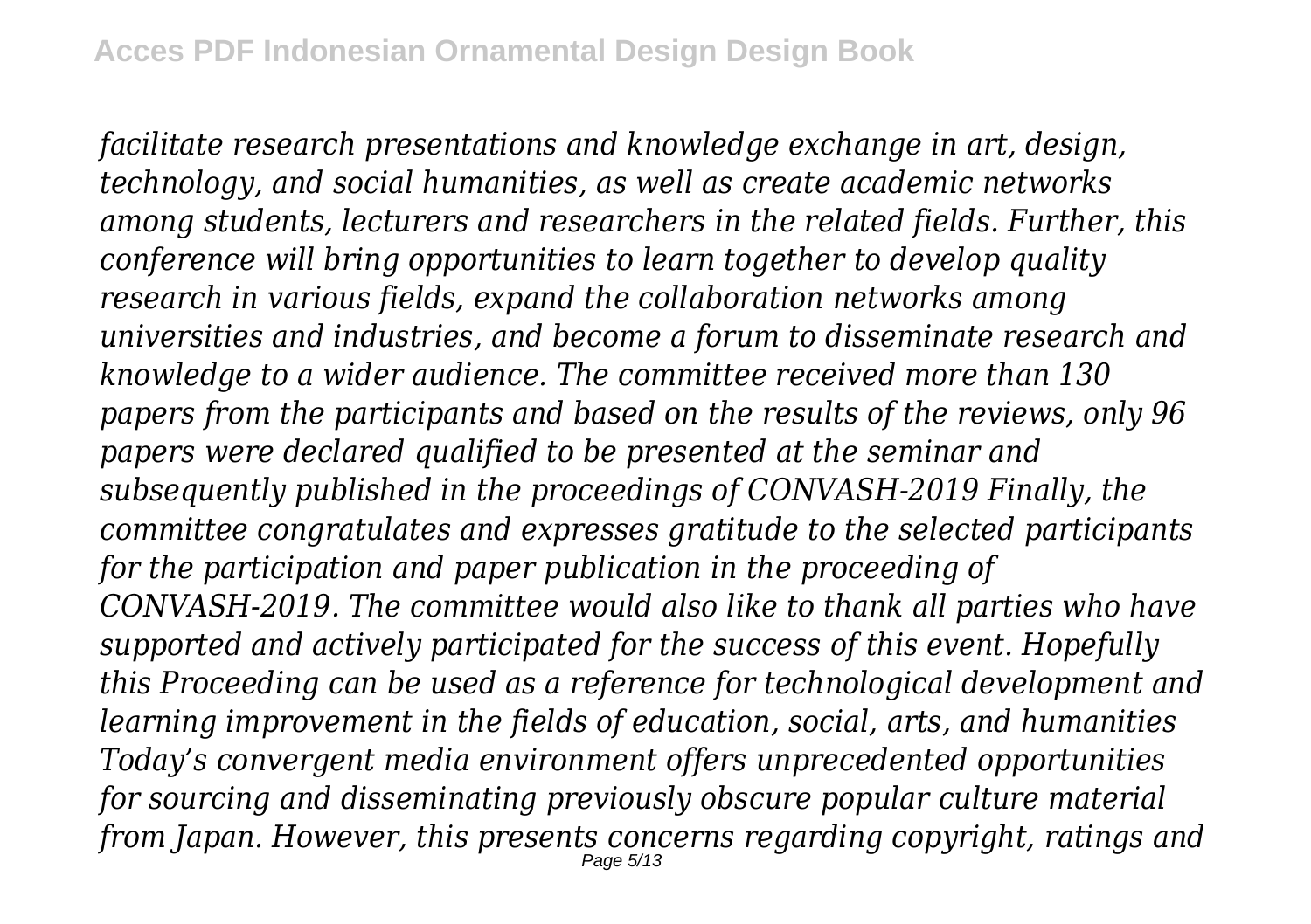*facilitate research presentations and knowledge exchange in art, design, technology, and social humanities, as well as create academic networks among students, lecturers and researchers in the related fields. Further, this conference will bring opportunities to learn together to develop quality research in various fields, expand the collaboration networks among universities and industries, and become a forum to disseminate research and knowledge to a wider audience. The committee received more than 130 papers from the participants and based on the results of the reviews, only 96 papers were declared qualified to be presented at the seminar and subsequently published in the proceedings of CONVASH-2019 Finally, the committee congratulates and expresses gratitude to the selected participants for the participation and paper publication in the proceeding of CONVASH-2019. The committee would also like to thank all parties who have supported and actively participated for the success of this event. Hopefully this Proceeding can be used as a reference for technological development and learning improvement in the fields of education, social, arts, and humanities Today's convergent media environment offers unprecedented opportunities for sourcing and disseminating previously obscure popular culture material from Japan. However, this presents concerns regarding copyright, ratings and*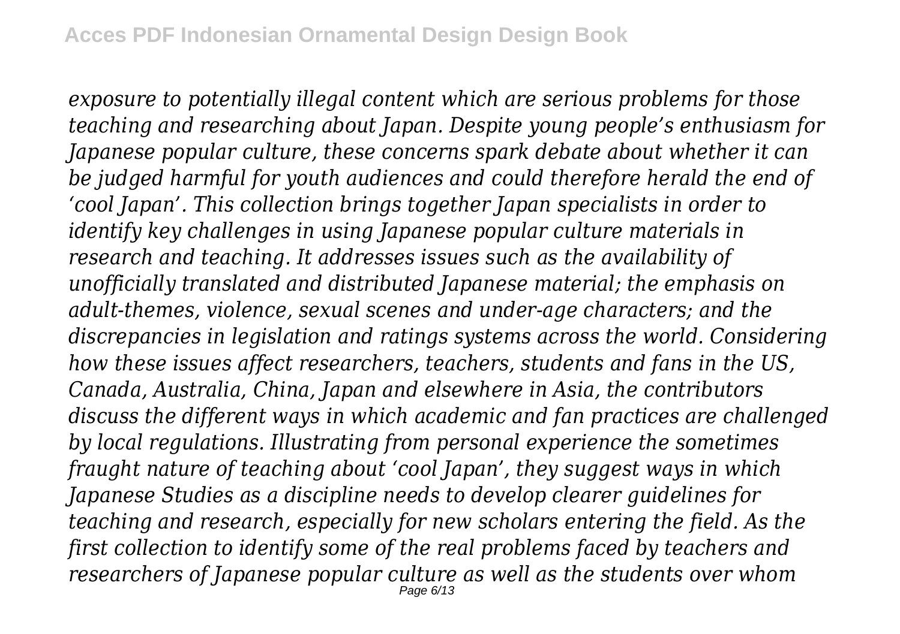*exposure to potentially illegal content which are serious problems for those teaching and researching about Japan. Despite young people's enthusiasm for Japanese popular culture, these concerns spark debate about whether it can be judged harmful for youth audiences and could therefore herald the end of 'cool Japan'. This collection brings together Japan specialists in order to identify key challenges in using Japanese popular culture materials in research and teaching. It addresses issues such as the availability of unofficially translated and distributed Japanese material; the emphasis on adult-themes, violence, sexual scenes and under-age characters; and the discrepancies in legislation and ratings systems across the world. Considering how these issues affect researchers, teachers, students and fans in the US, Canada, Australia, China, Japan and elsewhere in Asia, the contributors discuss the different ways in which academic and fan practices are challenged by local regulations. Illustrating from personal experience the sometimes fraught nature of teaching about 'cool Japan', they suggest ways in which Japanese Studies as a discipline needs to develop clearer guidelines for teaching and research, especially for new scholars entering the field. As the first collection to identify some of the real problems faced by teachers and researchers of Japanese popular culture as well as the students over whom*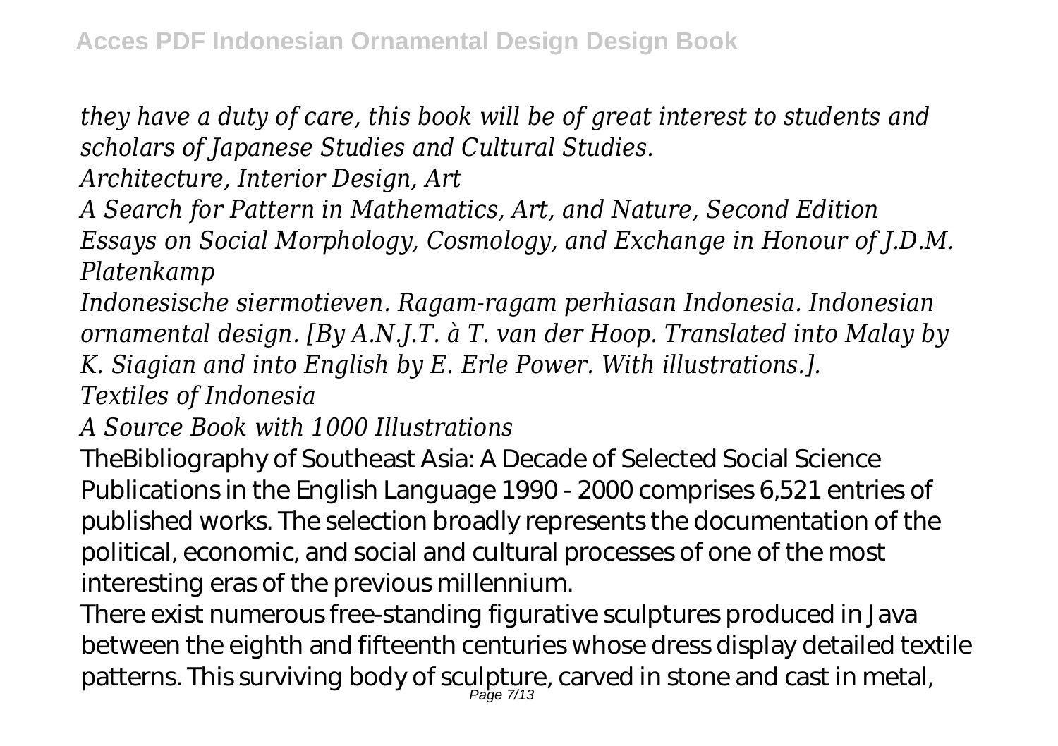*they have a duty of care, this book will be of great interest to students and scholars of Japanese Studies and Cultural Studies.*

*Architecture, Interior Design, Art*

*A Search for Pattern in Mathematics, Art, and Nature, Second Edition*

*Essays on Social Morphology, Cosmology, and Exchange in Honour of J.D.M. Platenkamp*

*Indonesische siermotieven. Ragam-ragam perhiasan Indonesia. Indonesian ornamental design. [By A.N.J.T. à T. van der Hoop. Translated into Malay by K. Siagian and into English by E. Erle Power. With illustrations.].*

*Textiles of Indonesia*

*A Source Book with 1000 Illustrations*

TheBibliography of Southeast Asia: A Decade of Selected Social Science Publications in the English Language 1990 - 2000 comprises 6,521 entries of published works. The selection broadly represents the documentation of the political, economic, and social and cultural processes of one of the most interesting eras of the previous millennium.

There exist numerous free-standing figurative sculptures produced in Java between the eighth and fifteenth centuries whose dress display detailed textile patterns. This surviving body of sculpture, carved in stone and cast in metal,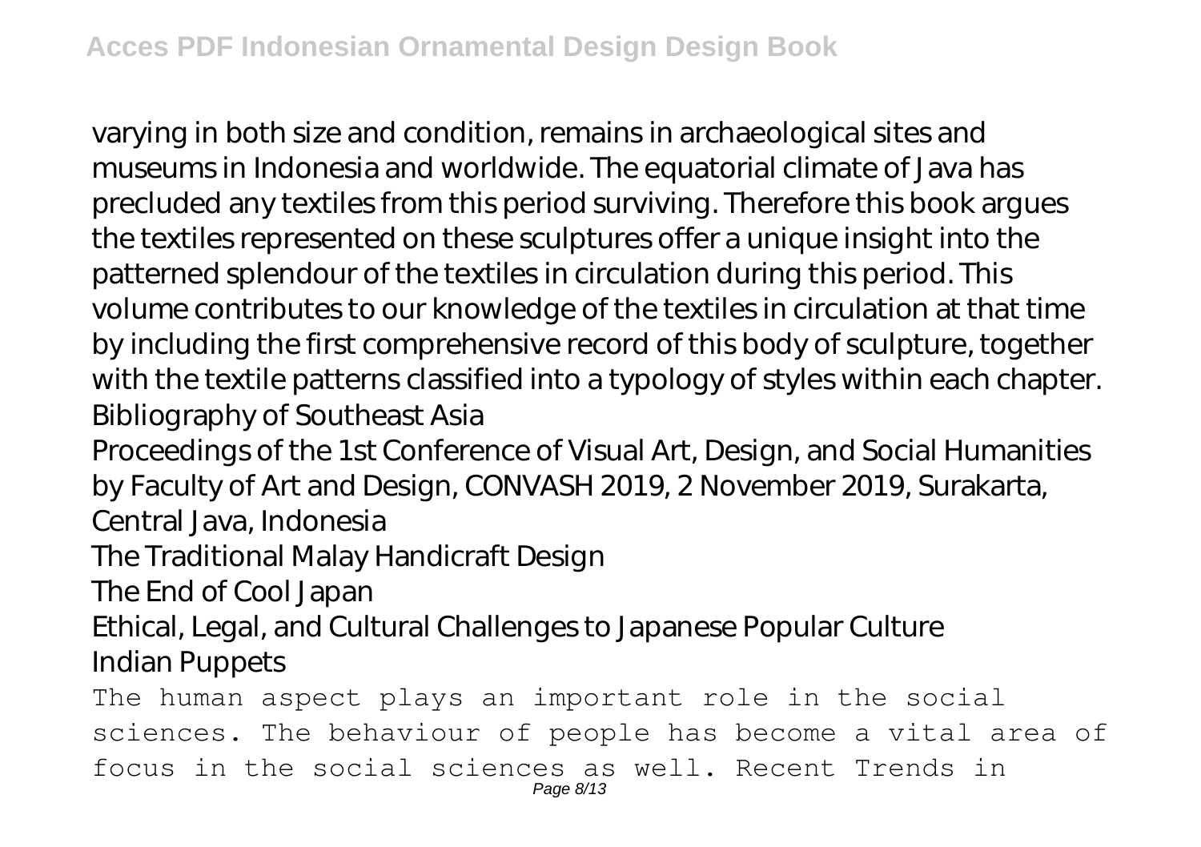varying in both size and condition, remains in archaeological sites and museums in Indonesia and worldwide. The equatorial climate of Java has precluded any textiles from this period surviving. Therefore this book argues the textiles represented on these sculptures offer a unique insight into the patterned splendour of the textiles in circulation during this period. This volume contributes to our knowledge of the textiles in circulation at that time by including the first comprehensive record of this body of sculpture, together with the textile patterns classified into a typology of styles within each chapter.

Bibliography of Southeast Asia

Proceedings of the 1st Conference of Visual Art, Design, and Social Humanities by Faculty of Art and Design, CONVASH 2019, 2 November 2019, Surakarta, Central Java, Indonesia

The Traditional Malay Handicraft Design

The End of Cool Japan

Ethical, Legal, and Cultural Challenges to Japanese Popular Culture

Indian Puppets

The human aspect plays an important role in the social sciences. The behaviour of people has become a vital area of focus in the social sciences as well. Recent Trends in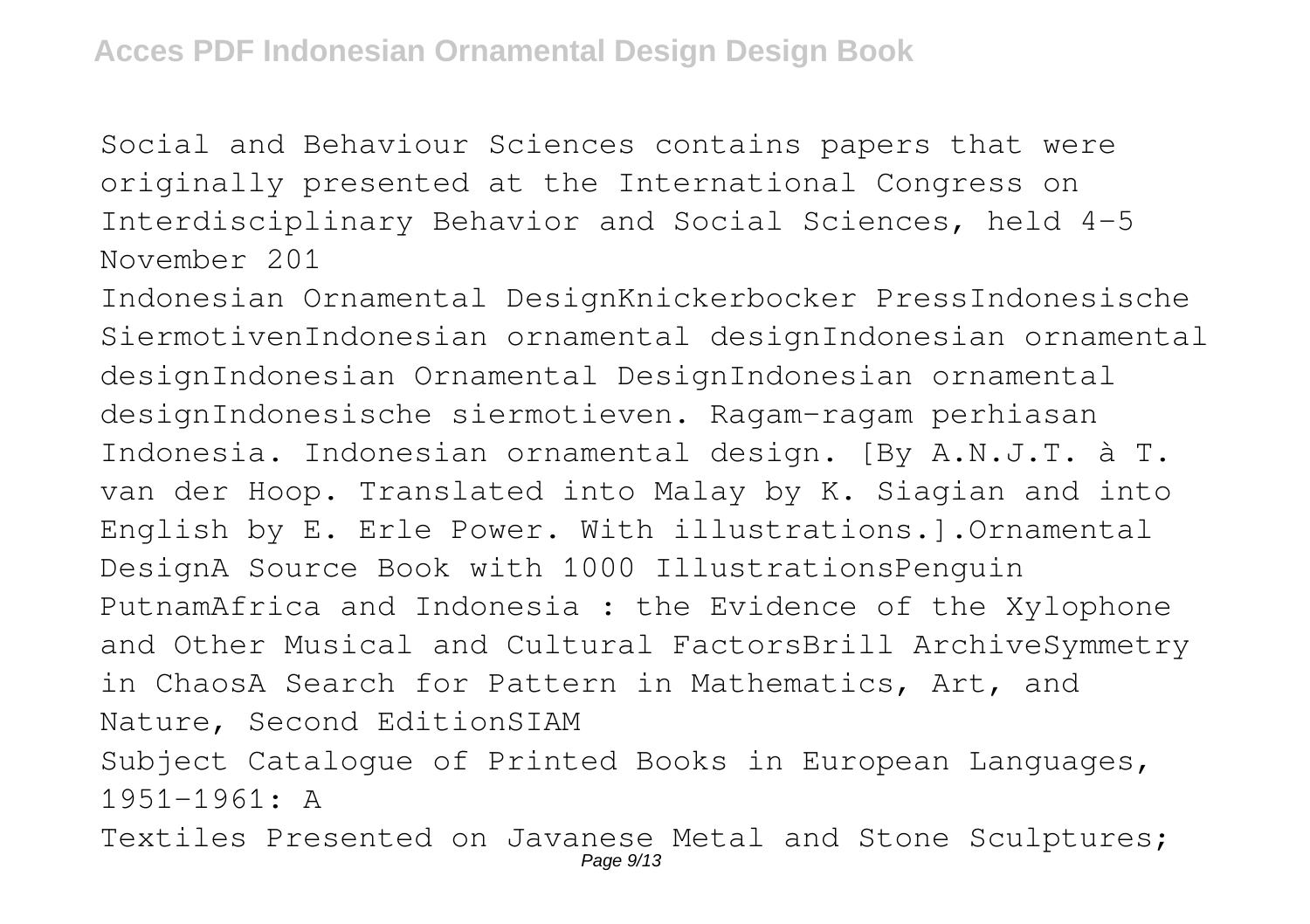Social and Behaviour Sciences contains papers that were originally presented at the International Congress on Interdisciplinary Behavior and Social Sciences, held 4-5 November 201

Indonesian Ornamental DesignKnickerbocker PressIndonesische SiermotivenIndonesian ornamental designIndonesian ornamental designIndonesian Ornamental DesignIndonesian ornamental designIndonesische siermotieven. Ragam-ragam perhiasan Indonesia. Indonesian ornamental design. [By A.N.J.T. à T. van der Hoop. Translated into Malay by K. Siagian and into English by E. Erle Power. With illustrations.].Ornamental DesignA Source Book with 1000 IllustrationsPenguin PutnamAfrica and Indonesia : the Evidence of the Xylophone and Other Musical and Cultural FactorsBrill ArchiveSymmetry in ChaosA Search for Pattern in Mathematics, Art, and Nature, Second EditionSIAM

Subject Catalogue of Printed Books in European Languages, 1951-1961: A

Textiles Presented on Javanese Metal and Stone Sculptures;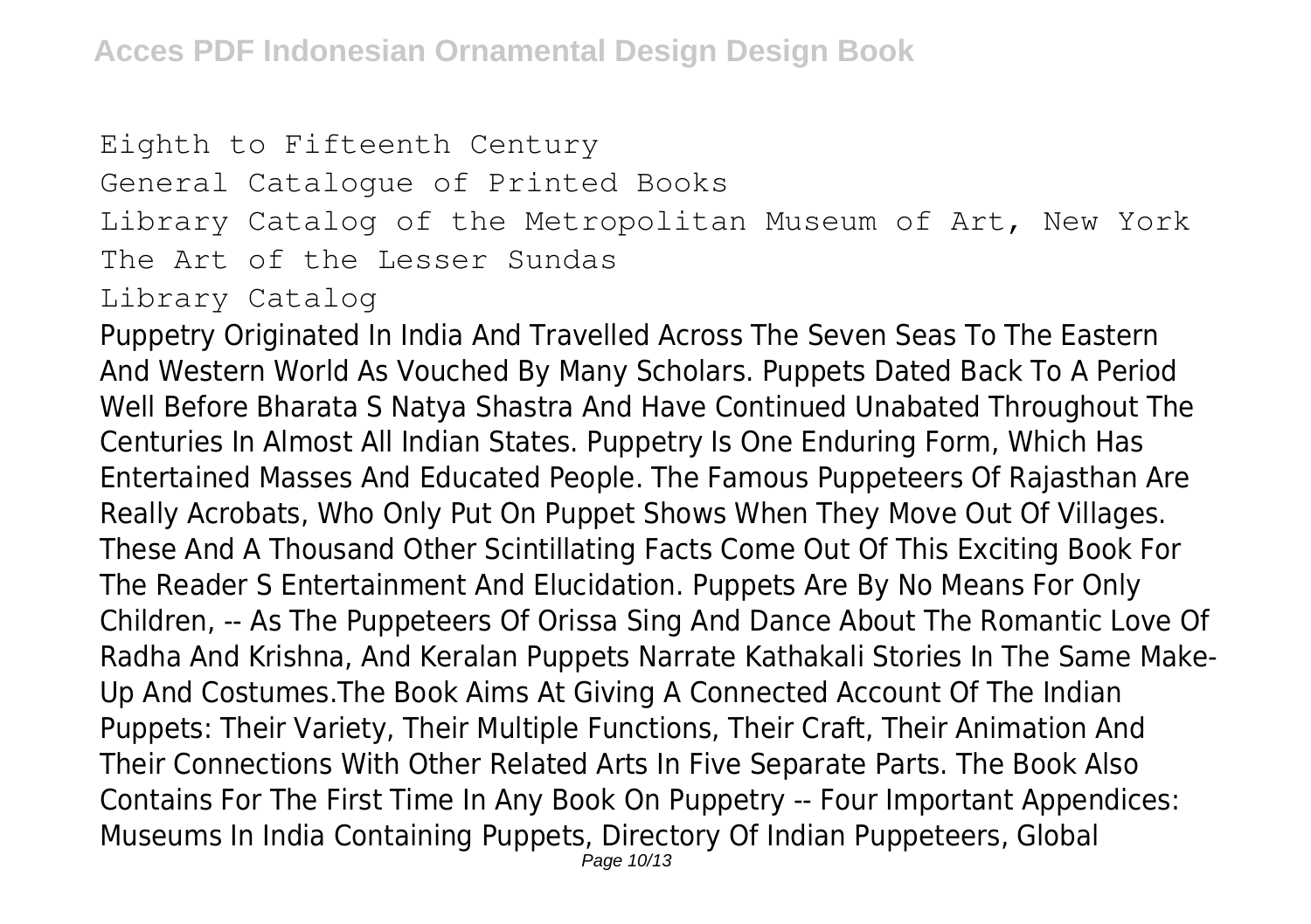Eighth to Fifteenth Century
General Catalogue of Printed Books
Library Catalog of the Metropolitan Museum of Art, New York
The Art of the Lesser Sundas
Library Catalog

Puppetry Originated In India And Travelled Across The Seven Seas To The Eastern And Western World As Vouched By Many Scholars. Puppets Dated Back To A Period Well Before Bharata S Natya Shastra And Have Continued Unabated Throughout The Centuries In Almost All Indian States. Puppetry Is One Enduring Form, Which Has Entertained Masses And Educated People. The Famous Puppeteers Of Rajasthan Are Really Acrobats, Who Only Put On Puppet Shows When They Move Out Of Villages. These And A Thousand Other Scintillating Facts Come Out Of This Exciting Book For The Reader S Entertainment And Elucidation. Puppets Are By No Means For Only Children, -- As The Puppeteers Of Orissa Sing And Dance About The Romantic Love Of Radha And Krishna, And Keralan Puppets Narrate Kathakali Stories In The Same Make-Up And Costumes.The Book Aims At Giving A Connected Account Of The Indian Puppets: Their Variety, Their Multiple Functions, Their Craft, Their Animation And Their Connections With Other Related Arts In Five Separate Parts. The Book Also Contains For The First Time In Any Book On Puppetry -- Four Important Appendices: Museums In India Containing Puppets, Directory Of Indian Puppeteers, Global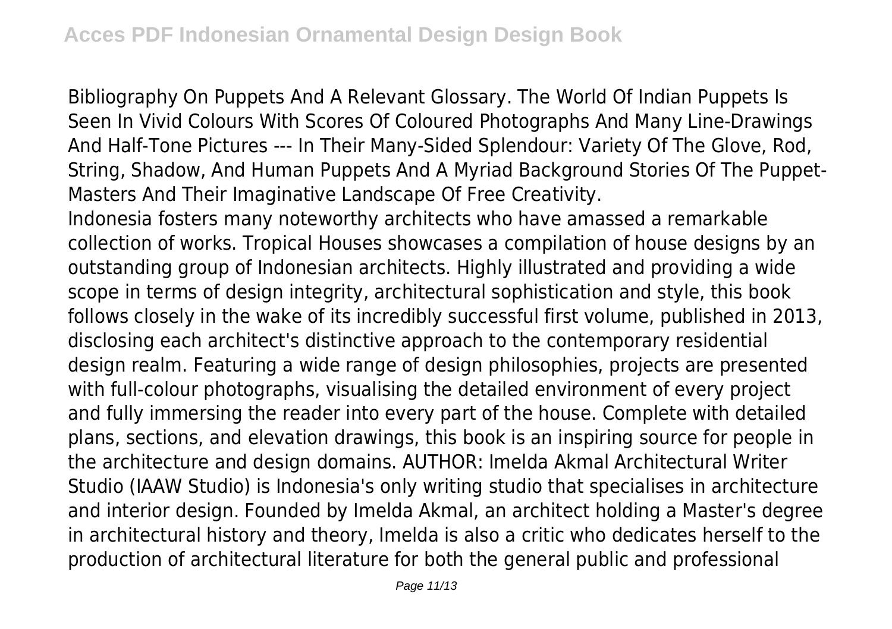Bibliography On Puppets And A Relevant Glossary. The World Of Indian Puppets Is Seen In Vivid Colours With Scores Of Coloured Photographs And Many Line-Drawings And Half-Tone Pictures --- In Their Many-Sided Splendour: Variety Of The Glove, Rod, String, Shadow, And Human Puppets And A Myriad Background Stories Of The Puppet-Masters And Their Imaginative Landscape Of Free Creativity.

Indonesia fosters many noteworthy architects who have amassed a remarkable collection of works. Tropical Houses showcases a compilation of house designs by an outstanding group of Indonesian architects. Highly illustrated and providing a wide scope in terms of design integrity, architectural sophistication and style, this book follows closely in the wake of its incredibly successful first volume, published in 2013, disclosing each architect's distinctive approach to the contemporary residential design realm. Featuring a wide range of design philosophies, projects are presented with full-colour photographs, visualising the detailed environment of every project and fully immersing the reader into every part of the house. Complete with detailed plans, sections, and elevation drawings, this book is an inspiring source for people in the architecture and design domains. AUTHOR: Imelda Akmal Architectural Writer Studio (IAAW Studio) is Indonesia's only writing studio that specialises in architecture and interior design. Founded by Imelda Akmal, an architect holding a Master's degree in architectural history and theory, Imelda is also a critic who dedicates herself to the production of architectural literature for both the general public and professional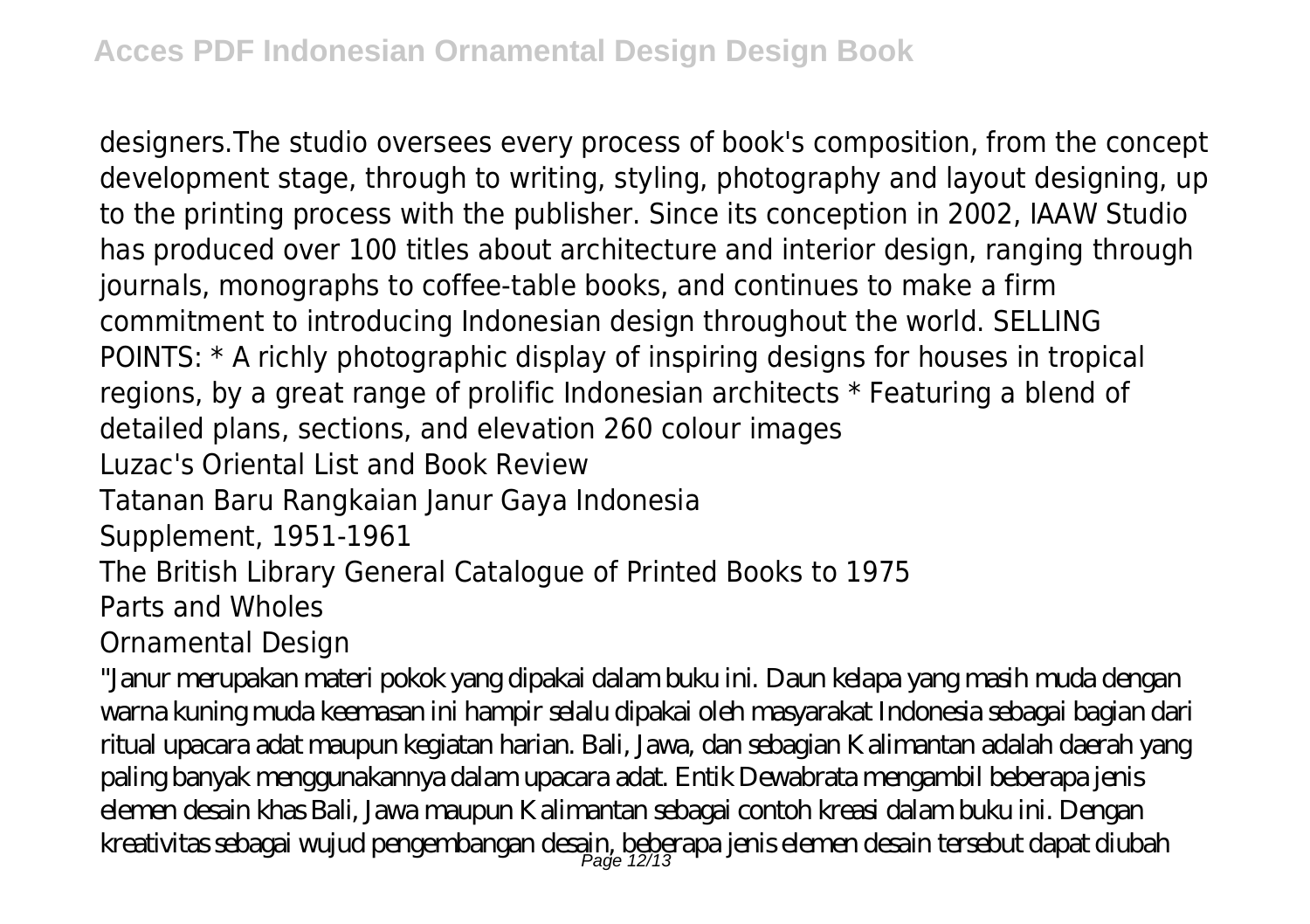designers.The studio oversees every process of book's composition, from the concept development stage, through to writing, styling, photography and layout designing, up to the printing process with the publisher. Since its conception in 2002, IAAW Studio has produced over 100 titles about architecture and interior design, ranging through journals, monographs to coffee-table books, and continues to make a firm commitment to introducing Indonesian design throughout the world. SELLING POINTS: * A richly photographic display of inspiring designs for houses in tropical regions, by a great range of prolific Indonesian architects * Featuring a blend of detailed plans, sections, and elevation 260 colour images

Luzac's Oriental List and Book Review

Tatanan Baru Rangkaian Janur Gaya Indonesia

Supplement, 1951-1961

The British Library General Catalogue of Printed Books to 1975

Parts and Wholes

Ornamental Design

"Janur merupakan materi pokok yang dipakai dalam buku ini. Daun kelapa yang masih muda dengan warna kuning muda keemasan ini hampir selalu dipakai oleh masyarakat Indonesia sebagai bagian dari ritual upacara adat maupun kegiatan harian. Bali, Jawa, dan sebagian Kalimantan adalah daerah yang paling banyak menggunakannya dalam upacara adat. Entik Dewabrata mengambil beberapa jenis elemen desain khas Bali, Jawa maupun Kalimantan sebagai contoh kreasi dalam buku ini. Dengan kreativitas sebagai wujud pengembangan desain, beberapa jenis elemen desain tersebut dapat diubah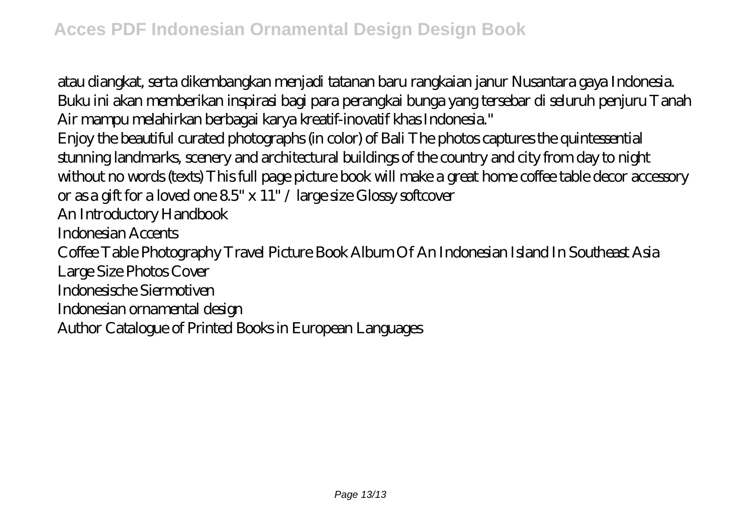atau diangkat, serta dikembangkan menjadi tatanan baru rangkaian janur Nusantara gaya Indonesia. Buku ini akan memberikan inspirasi bagi para perangkai bunga yang tersebar di seluruh penjuru Tanah Air mampu melahirkan berbagai karya kreatif-inovatif khas Indonesia."

Enjoy the beautiful curated photographs (in color) of Bali The photos captures the quintessential stunning landmarks, scenery and architectural buildings of the country and city from day to night without no words (texts) This full page picture book will make a great home coffee table decor accessory or as a gift for a loved one 8.5" x 11" / large size Glossy softcover

An Introductory Handbook

Indonesian Accents

Coffee Table Photography Travel Picture Book Album Of An Indonesian Island In Southeast Asia

Large Size Photos Cover

Indonesische Siermotiven

Indonesian ornamental design

Author Catalogue of Printed Books in European Languages